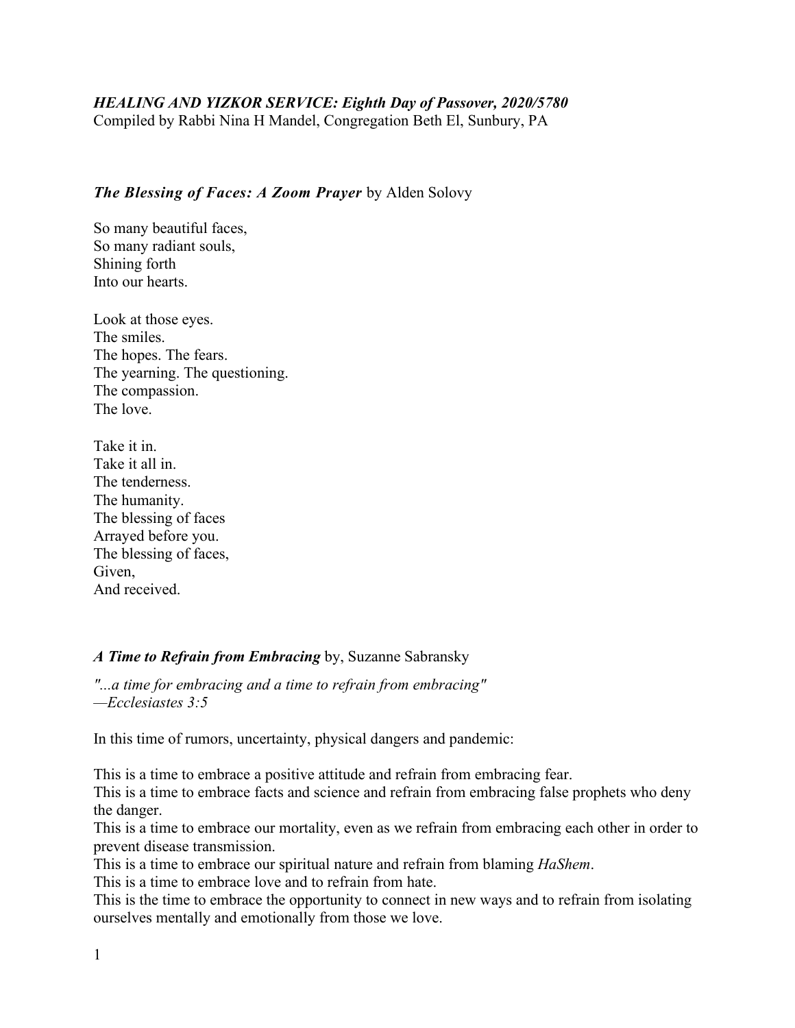***HEALING AND YIZKOR SERVICE: Eighth Day of Passover, 2020/5780***
Compiled by Rabbi Nina H Mandel, Congregation Beth El, Sunbury, PA

***The Blessing of Faces: A Zoom Prayer*** by Alden Solovy

So many beautiful faces,
So many radiant souls,
Shining forth
Into our hearts.

Look at those eyes.
The smiles.
The hopes. The fears.
The yearning. The questioning.
The compassion.
The love.

Take it in.
Take it all in.
The tenderness.
The humanity.
The blessing of faces
Arrayed before you.
The blessing of faces,
Given,
And received.

***A Time to Refrain from Embracing*** by, Suzanne Sabransky

*"...a time for embracing and a time to refrain from embracing"*
*—Ecclesiastes 3:5*

In this time of rumors, uncertainty, physical dangers and pandemic:

This is a time to embrace a positive attitude and refrain from embracing fear.
This is a time to embrace facts and science and refrain from embracing false prophets who deny the danger.
This is a time to embrace our mortality, even as we refrain from embracing each other in order to prevent disease transmission.
This is a time to embrace our spiritual nature and refrain from blaming *HaShem*.
This is a time to embrace love and to refrain from hate.
This is the time to embrace the opportunity to connect in new ways and to refrain from isolating ourselves mentally and emotionally from those we love.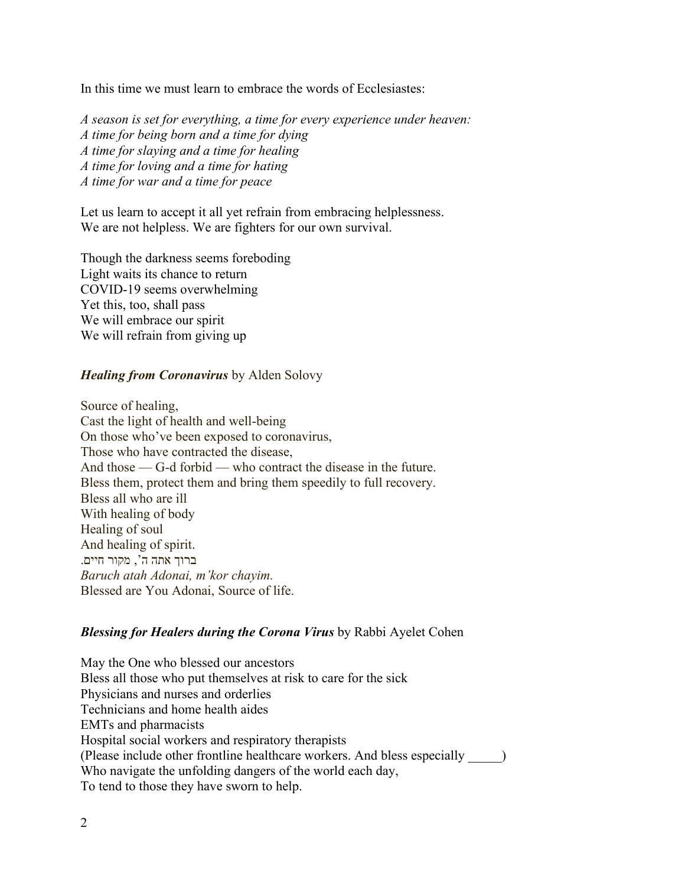In this time we must learn to embrace the words of Ecclesiastes:

*A season is set for everything, a time for every experience under heaven:*
*A time for being born and a time for dying*
*A time for slaying and a time for healing*
*A time for loving and a time for hating*
*A time for war and a time for peace*

Let us learn to accept it all yet refrain from embracing helplessness.
We are not helpless. We are fighters for our own survival.

Though the darkness seems foreboding
Light waits its chance to return
COVID-19 seems overwhelming
Yet this, too, shall pass
We will embrace our spirit
We will refrain from giving up

***Healing from Coronavirus*** by Alden Solovy

Source of healing,
Cast the light of health and well-being
On those who've been exposed to coronavirus,
Those who have contracted the disease,
And those — G-d forbid — who contract the disease in the future.
Bless them, protect them and bring them speedily to full recovery.
Bless all who are ill
With healing of body
Healing of soul
And healing of spirit.
ברוך אתה ה', מקור חיים.
*Baruch atah Adonai, m'kor chayim.*
Blessed are You Adonai, Source of life.

***Blessing for Healers during the Corona Virus*** by Rabbi Ayelet Cohen

May the One who blessed our ancestors
Bless all those who put themselves at risk to care for the sick
Physicians and nurses and orderlies
Technicians and home health aides
EMTs and pharmacists
Hospital social workers and respiratory therapists
(Please include other frontline healthcare workers. And bless especially _____)
Who navigate the unfolding dangers of the world each day,
To tend to those they have sworn to help.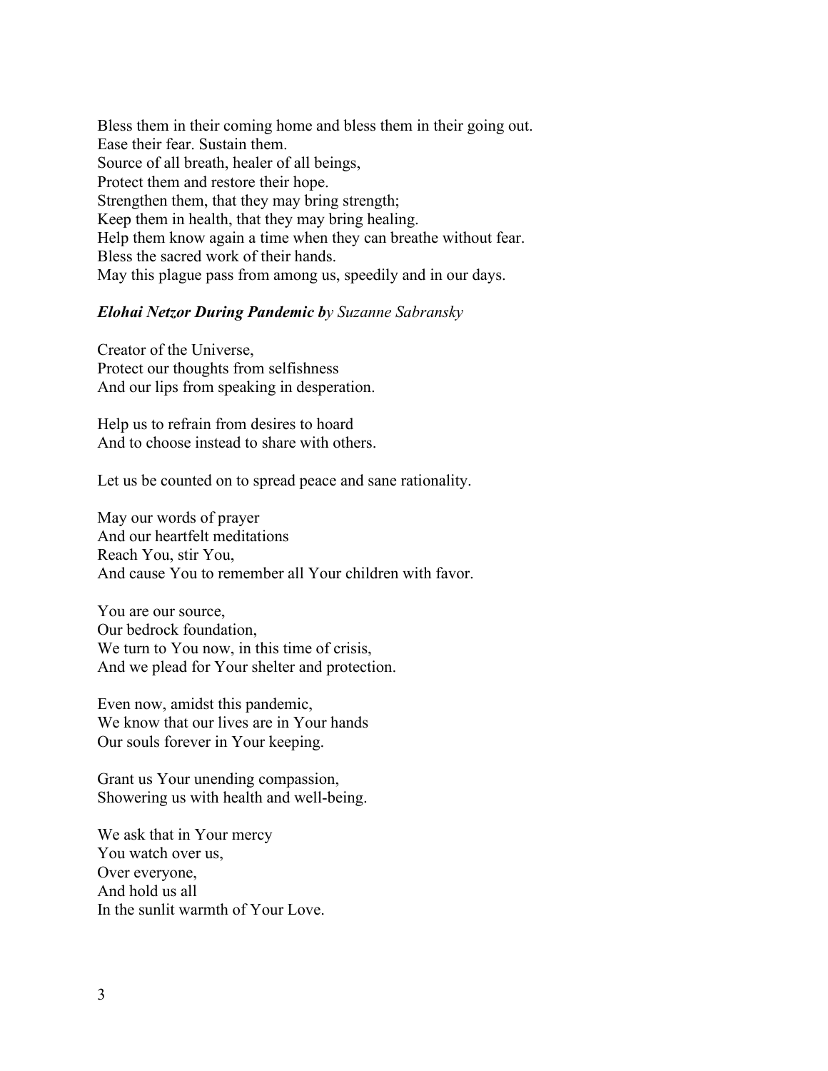Bless them in their coming home and bless them in their going out.  
Ease their fear. Sustain them.  
Source of all breath, healer of all beings,  
Protect them and restore their hope.  
Strengthen them, that they may bring strength;  
Keep them in health, that they may bring healing.  
Help them know again a time when they can breathe without fear.  
Bless the sacred work of their hands.  
May this plague pass from among us, speedily and in our days.

***Elohai Netzor During Pandemic b****y Suzanne Sabransky*

Creator of the Universe,  
Protect our thoughts from selfishness  
And our lips from speaking in desperation.

Help us to refrain from desires to hoard  
And to choose instead to share with others.

Let us be counted on to spread peace and sane rationality.

May our words of prayer  
And our heartfelt meditations  
Reach You, stir You,  
And cause You to remember all Your children with favor.

You are our source,  
Our bedrock foundation,  
We turn to You now, in this time of crisis,  
And we plead for Your shelter and protection.

Even now, amidst this pandemic,  
We know that our lives are in Your hands  
Our souls forever in Your keeping.

Grant us Your unending compassion,  
Showering us with health and well-being.

We ask that in Your mercy  
You watch over us,  
Over everyone,  
And hold us all  
In the sunlit warmth of Your Love.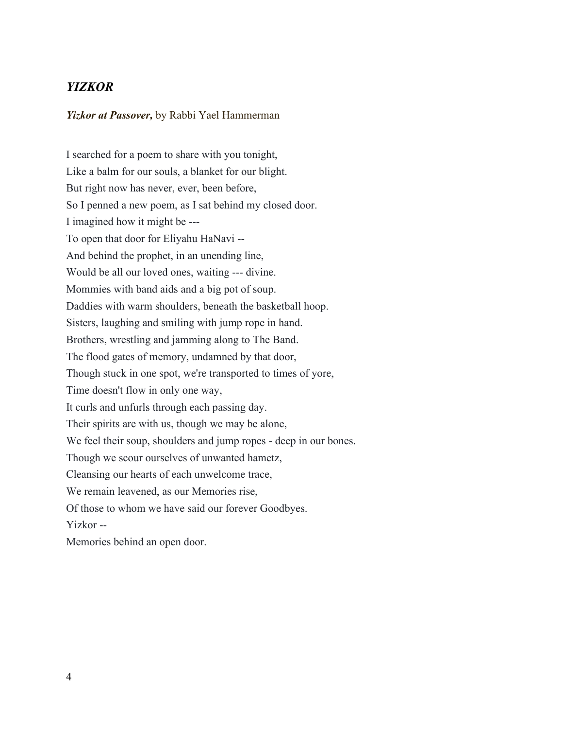## *YIZKOR*

***Yizkor at Passover,*** by Rabbi Yael Hammerman

I searched for a poem to share with you tonight,  
Like a balm for our souls, a blanket for our blight.  
But right now has never, ever, been before,  
So I penned a new poem, as I sat behind my closed door.  
I imagined how it might be ---  
To open that door for Eliyahu HaNavi --  
And behind the prophet, in an unending line,  
Would be all our loved ones, waiting --- divine.  
Mommies with band aids and a big pot of soup.  
Daddies with warm shoulders, beneath the basketball hoop.  
Sisters, laughing and smiling with jump rope in hand.  
Brothers, wrestling and jamming along to The Band.  
The flood gates of memory, undamned by that door,  
Though stuck in one spot, we're transported to times of yore,  
Time doesn't flow in only one way,  
It curls and unfurls through each passing day.  
Their spirits are with us, though we may be alone,  
We feel their soup, shoulders and jump ropes - deep in our bones.  
Though we scour ourselves of unwanted hametz,  
Cleansing our hearts of each unwelcome trace,  
We remain leavened, as our Memories rise,  
Of those to whom we have said our forever Goodbyes.  
Yizkor --  
Memories behind an open door.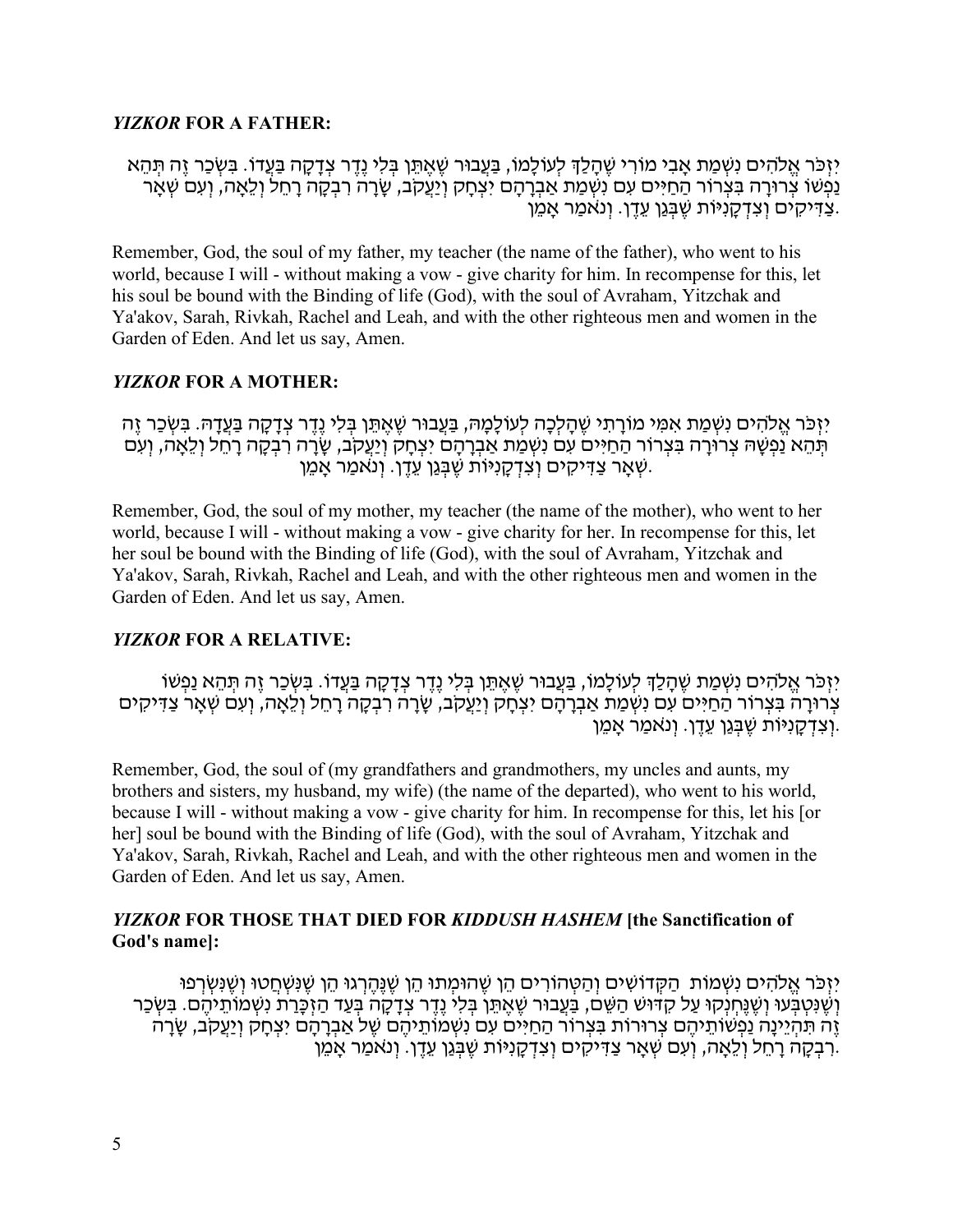***YIZKOR* FOR A FATHER:**

יִזְכֹּר אֱלֹהִים נִשְׁמַת אָבִי מוֹרִי שֶׁהָלַךְ לְעוֹלָמוֹ, בַּעֲבוּר שֶׁאֶתֵּן בְּלִי נֶדֶר צְדָקָה בַּעֲדוֹ. בִּשְׂכַר זֶה תְּהֵא נַפְשׁוֹ צְרוּרָה בִּצְרוֹר הַחַיִּים עִם נִשְׁמַת אַבְרָהָם יִצְחָק וְיַעֲקֹב, שָׂרָה רִבְקָה רָחֵל וְלֵאָה, וְעִם שְׁאָר צַדִּיקִים וְצִדְקָנִיּוֹת שֶׁבְּגַן עֵדֶן. וְנֹאמַר אָמֵן.

Remember, God, the soul of my father, my teacher (the name of the father), who went to his world, because I will - without making a vow - give charity for him. In recompense for this, let his soul be bound with the Binding of life (God), with the soul of Avraham, Yitzchak and Ya'akov, Sarah, Rivkah, Rachel and Leah, and with the other righteous men and women in the Garden of Eden. And let us say, Amen.

***YIZKOR* FOR A MOTHER:**

יִזְכֹּר אֱלֹהִים נִשְׁמַת אִמִּי מוֹרָתִי שֶׁהָלְכָה לְעוֹלָמָהּ, בַּעֲבוּר שֶׁאֶתֵּן בְּלִי נֶדֶר צְדָקָה בַּעֲדָהּ. בִּשְׂכַר זֶה תְּהֵא נַפְשָׁהּ צְרוּרָה בִּצְרוֹר הַחַיִּים עִם נִשְׁמַת אַבְרָהָם יִצְחָק וְיַעֲקֹב, שָׂרָה רִבְקָה רָחֵל וְלֵאָה, וְעִם שְׁאָר צַדִּיקִים וְצִדְקָנִיּוֹת שֶׁבְּגַן עֵדֶן. וְנֹאמַר אָמֵן.

Remember, God, the soul of my mother, my teacher (the name of the mother), who went to her world, because I will - without making a vow - give charity for her. In recompense for this, let her soul be bound with the Binding of life (God), with the soul of Avraham, Yitzchak and Ya'akov, Sarah, Rivkah, Rachel and Leah, and with the other righteous men and women in the Garden of Eden. And let us say, Amen.

***YIZKOR* FOR A RELATIVE:**

יִזְכֹּר אֱלֹהִים נִשְׁמַת שֶׁהָלַךְ לְעוֹלָמוֹ, בַּעֲבוּר שֶׁאֶתֵּן בְּלִי נֶדֶר צְדָקָה בַּעֲדוֹ. בִּשְׂכַר זֶה תְּהֵא נַפְשׁוֹ צְרוּרָה בִּצְרוֹר הַחַיִּים עִם נִשְׁמַת אַבְרָהָם יִצְחָק וְיַעֲקֹב, שָׂרָה רִבְקָה רָחֵל וְלֵאָה, וְעִם שְׁאָר צַדִּיקִים וְצִדְקָנִיּוֹת שֶׁבְּגַן עֵדֶן. וְנֹאמַר אָמֵן.

Remember, God, the soul of (my grandfathers and grandmothers, my uncles and aunts, my brothers and sisters, my husband, my wife) (the name of the departed), who went to his world, because I will - without making a vow - give charity for him. In recompense for this, let his [or her] soul be bound with the Binding of life (God), with the soul of Avraham, Yitzchak and Ya'akov, Sarah, Rivkah, Rachel and Leah, and with the other righteous men and women in the Garden of Eden. And let us say, Amen.

***YIZKOR* FOR THOSE THAT DIED FOR *KIDDUSH HASHEM* [the Sanctification of God's name]:**

יִזְכֹּר אֱלֹהִים נִשְׁמוֹת הַקְּדוֹשִׁים וְהַטְּהוֹרִים הֵן שֶׁהוּמְתוּ הֵן שֶׁנֶּהֶרְגוּ הֵן שֶׁנִּשְׁחֲטוּ וְשֶׁנִּשְׂרְפוּ וְשֶׁנִּטְבְּעוּ וְשֶׁנֶּחְנְקוּ עַל קִדּוּשׁ הַשֵּׁם, בַּעֲבוּר שֶׁאֶתֵּן בְּלִי נֶדֶר צְדָקָה בְּעַד הַזְכָּרַת נִשְׁמוֹתֵיהֶם. בִּשְׂכַר זֶה תִּהְיֶינָה נַפְשׁוֹתֵיהֶם צְרוּרוֹת בִּצְרוֹר הַחַיִּים עִם נִשְׁמוֹתֵיהֶם שֶׁל אַבְרָהָם יִצְחָק וְיַעֲקֹב, שָׂרָה רִבְקָה רָחֵל וְלֵאָה, וְעִם שְׁאָר צַדִּיקִים וְצִדְקָנִיּוֹת שֶׁבְּגַן עֵדֶן. וְנֹאמַר אָמֵן.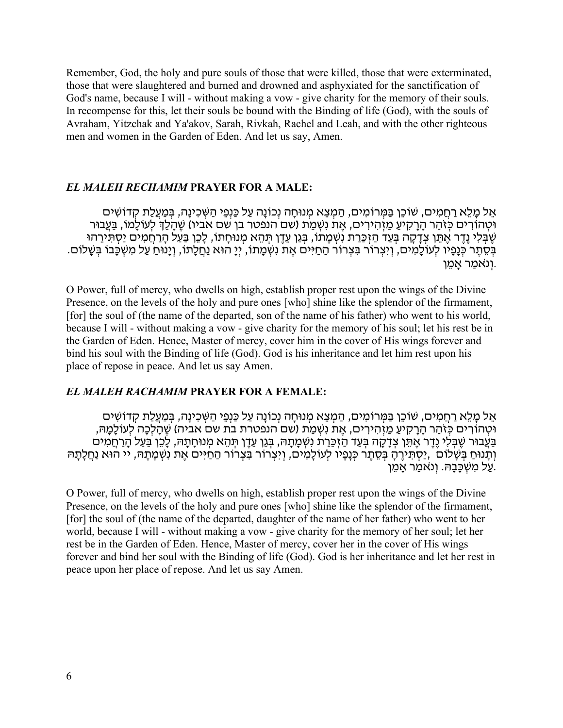Remember, God, the holy and pure souls of those that were killed, those that were exterminated, those that were slaughtered and burned and drowned and asphyxiated for the sanctification of God's name, because I will - without making a vow - give charity for the memory of their souls. In recompense for this, let their souls be bound with the Binding of life (God), with the souls of Avraham, Yitzchak and Ya'akov, Sarah, Rivkah, Rachel and Leah, and with the other righteous men and women in the Garden of Eden. And let us say, Amen.

### *EL MALEH RECHAMIM* **PRAYER FOR A MALE:**

אֵל מָלֵא רַחֲמִים, שׁוֹכֵן בַּמְּרוֹמִים, הַמְצֵא מְנוּחָה נְכוֹנָה עַל כַּנְפֵי הַשְּׁכִינָה, בְּמַעֲלַת קְדוֹשִׁים וּטְהוֹרִים כְּזֹהַר הָרָקִיעַ מַזְהִירִים, אֶת נִשְׁמַת (שם הנפטר בן שם אביו) שֶׁהָלַךְ לְעוֹלָמוֹ, בַּעֲבוּר שֶׁבְּלִי נֶדֶר אֶתֵּן צְדָקָה בְּעַד הַזְכָּרַת נִשְׁמָתוֹ, בְּגַן עֵדֶן תְּהֵא מְנוּחָתוֹ, לָכֵן בַּעַל הָרַחֲמִים יַסְתִּירֵהוּ בְּסֵתֶר כְּנָפָיו לְעוֹלָמִים, וְיִצְרוֹר בִּצְרוֹר הַחַיִּים אֶת נִשְׁמָתוֹ, יְיָ הוּא נַחֲלָתוֹ, וְיָנוּחַ עַל מִשְׁכָּבוֹ בְּשָׁלוֹם. וְנֹאמַר אָמֵן.

O Power, full of mercy, who dwells on high, establish proper rest upon the wings of the Divine Presence, on the levels of the holy and pure ones [who] shine like the splendor of the firmament, [for] the soul of (the name of the departed, son of the name of his father) who went to his world, because I will - without making a vow - give charity for the memory of his soul; let his rest be in the Garden of Eden. Hence, Master of mercy, cover him in the cover of His wings forever and bind his soul with the Binding of life (God). God is his inheritance and let him rest upon his place of repose in peace. And let us say Amen.

### *EL MALEH RACHAMIM* **PRAYER FOR A FEMALE:**

אֵל מָלֵא רַחֲמִים, שׁוֹכֵן בַּמְּרוֹמִים, הַמְצֵא מְנוּחָה נְכוֹנָה עַל כַּנְפֵי הַשְּׁכִינָה, בְּמַעֲלַת קְדוֹשִׁים וּטְהוֹרִים כְּזֹהַר הָרָקִיעַ מַזְהִירִים, אֶת נִשְׁמַת (שם הנפטרת בת שם אביה) שֶׁהָלְכָה לְעוֹלָמָהּ, בַּעֲבוּר שֶׁבְּלִי נֶדֶר אֶתֵּן צְדָקָה בְּעַד הַזְכָּרַת נִשְׁמָתָהּ, בְּגַן עֵדֶן תְּהֵא מְנוּחָתָהּ, לָכֵן בַּעַל הָרַחֲמִים וְתָנוּחַ בְּשָׁלוֹם, יַסְתִּירֶהָ בְּסֵתֶר כְּנָפָיו לְעוֹלָמִים, וְיִצְרוֹר בִּצְרוֹר הַחַיִּים אֶת נִשְׁמָתָהּ, יי הוּא נַחֲלָתָהּ עַל מִשְׁכָּבָהּ. וְנֹאמַר אָמֵן.

O Power, full of mercy, who dwells on high, establish proper rest upon the wings of the Divine Presence, on the levels of the holy and pure ones [who] shine like the splendor of the firmament, [for] the soul of (the name of the departed, daughter of the name of her father) who went to her world, because I will - without making a vow - give charity for the memory of her soul; let her rest be in the Garden of Eden. Hence, Master of mercy, cover her in the cover of His wings forever and bind her soul with the Binding of life (God). God is her inheritance and let her rest in peace upon her place of repose. And let us say Amen.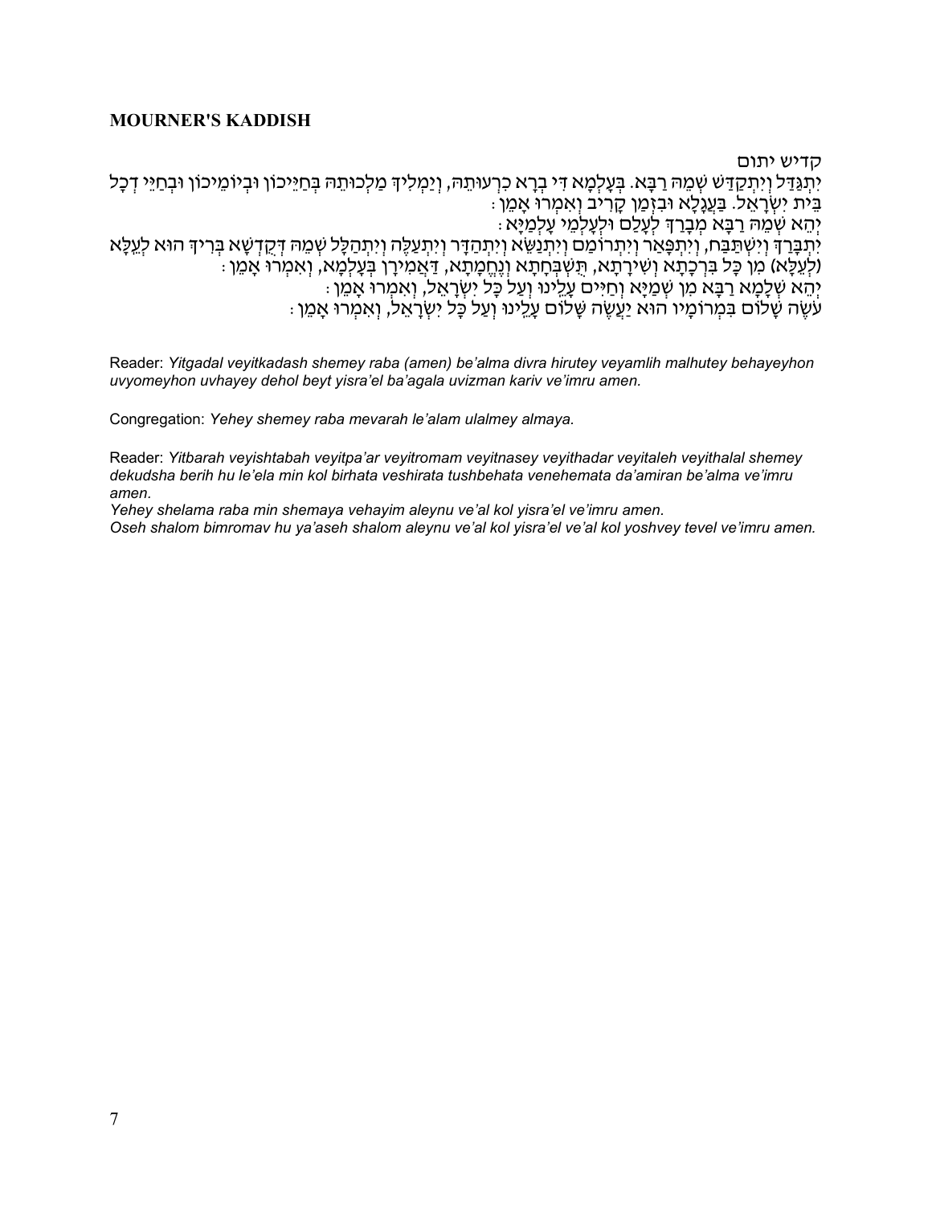## MOURNER'S KADDISH

קדיש יתום

יִתְגַּדַּל וְיִתְקַדַּשׁ שְׁמֵהּ רַבָּא. בְּעָלְמָא דִּי בְרָא כִרְעוּתֵהּ, וְיַמְלִיךְ מַלְכוּתֵהּ בְּחַיֵּיכוֹן וּבְיוֹמֵיכוֹן וּבְחַיֵּי דְכָל בֵּית יִשְׂרָאֵל. בַּעֲגָלָא וּבִזְמַן קָרִיב וְאִמְרוּ אָמֵן:

יְהֵא שְׁמֵהּ רַבָּא מְבָרַךְ לְעָלַם וּלְעָלְמֵי עָלְמַיָּא:

יִתְבָּרַךְ וְיִשְׁתַּבַּח, וְיִתְפָּאַר וְיִתְרוֹמַם וְיִתְנַשֵּׂא וְיִתְהַדָּר וְיִתְעַלֶּה וְיִתְהַלָּל שְׁמֵהּ דְּקֻדְשָׁא בְּרִיךְ הוּא לְעֵלָּא (לְעֵלָּא) מִן כָּל בִּרְכָתָא וְשִׁירָתָא, תֻּשְׁבְּחָתָא וְנֶחֱמָתָא, דַּאֲמִירָן בְּעָלְמָא, וְאִמְרוּ אָמֵן:

יְהֵא שְׁלָמָא רַבָּא מִן שְׁמַיָּא וְחַיִּים עָלֵינוּ וְעַל כָּל יִשְׂרָאֵל, וְאִמְרוּ אָמֵן:

עֹשֶׂה שָׁלוֹם בִּמְרוֹמָיו הוּא יַעֲשֶׂה שָׁלוֹם עָלֵינוּ וְעַל כָּל יִשְׂרָאֵל, וְאִמְרוּ אָמֵן:

Reader: *Yitgadal veyitkadash shemey raba (amen) be'alma divra hirutey veyamlih malhutey behayeyhon uvyomeyhon uvhayey dehol beyt yisra'el ba'agala uvizman kariv ve'imru amen.*

Congregation: *Yehey shemey raba mevarah le'alam ulalmey almaya.*

Reader: *Yitbarah veyishtabah veyitpa'ar veyitromam veyitnasey veyithadar veyitaleh veyithalal shemey dekudsha berih hu le'ela min kol birhata veshirata tushbehata venehemata da'amiran be'alma ve'imru amen.*
*Yehey shelama raba min shemaya vehayim aleynu ve'al kol yisra'el ve'imru amen.*
*Oseh shalom bimromav hu ya'aseh shalom aleynu ve'al kol yisra'el ve'al kol yoshvey tevel ve'imru amen.*